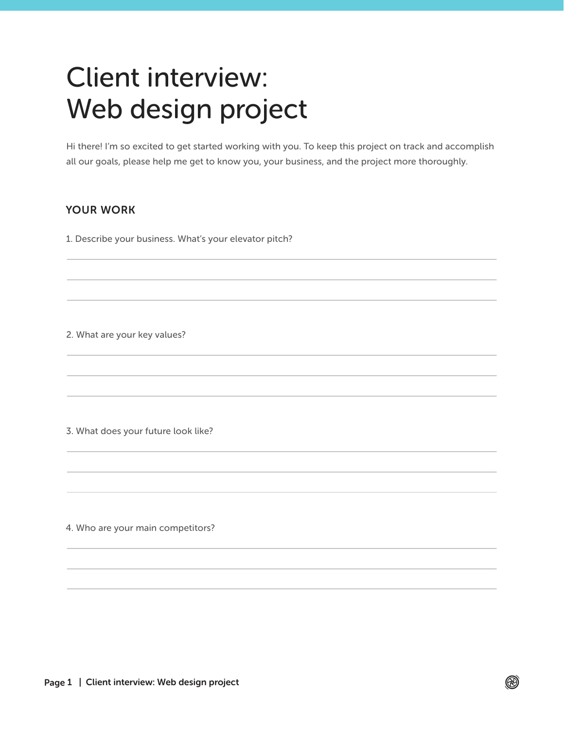# Client interview: Web design project

Hi there! I'm so excited to get started working with you. To keep this project on track and accomplish all our goals, please help me get to know you, your business, and the project more thoroughly.

## YOUR WORK

1. Describe your business. What's your elevator pitch?

2. What are your key values?

3. What does your future look like?

4. Who are your main competitors?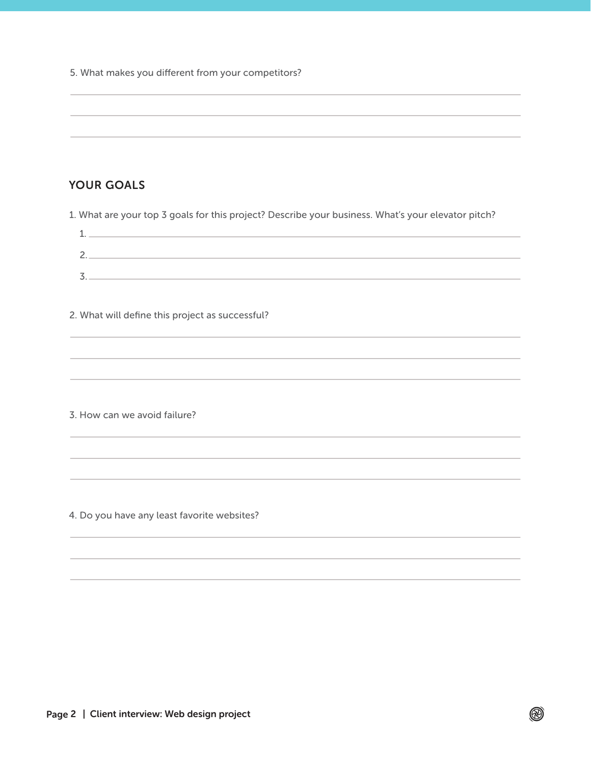5. What makes you different from your competitors?

## YOUR GOALS

1. What are your top 3 goals for this project? Describe your business. What's your elevator pitch?
    1.
    2.
    3.

2. What will define this project as successful?

3. How can we avoid failure?

4. Do you have any least favorite websites?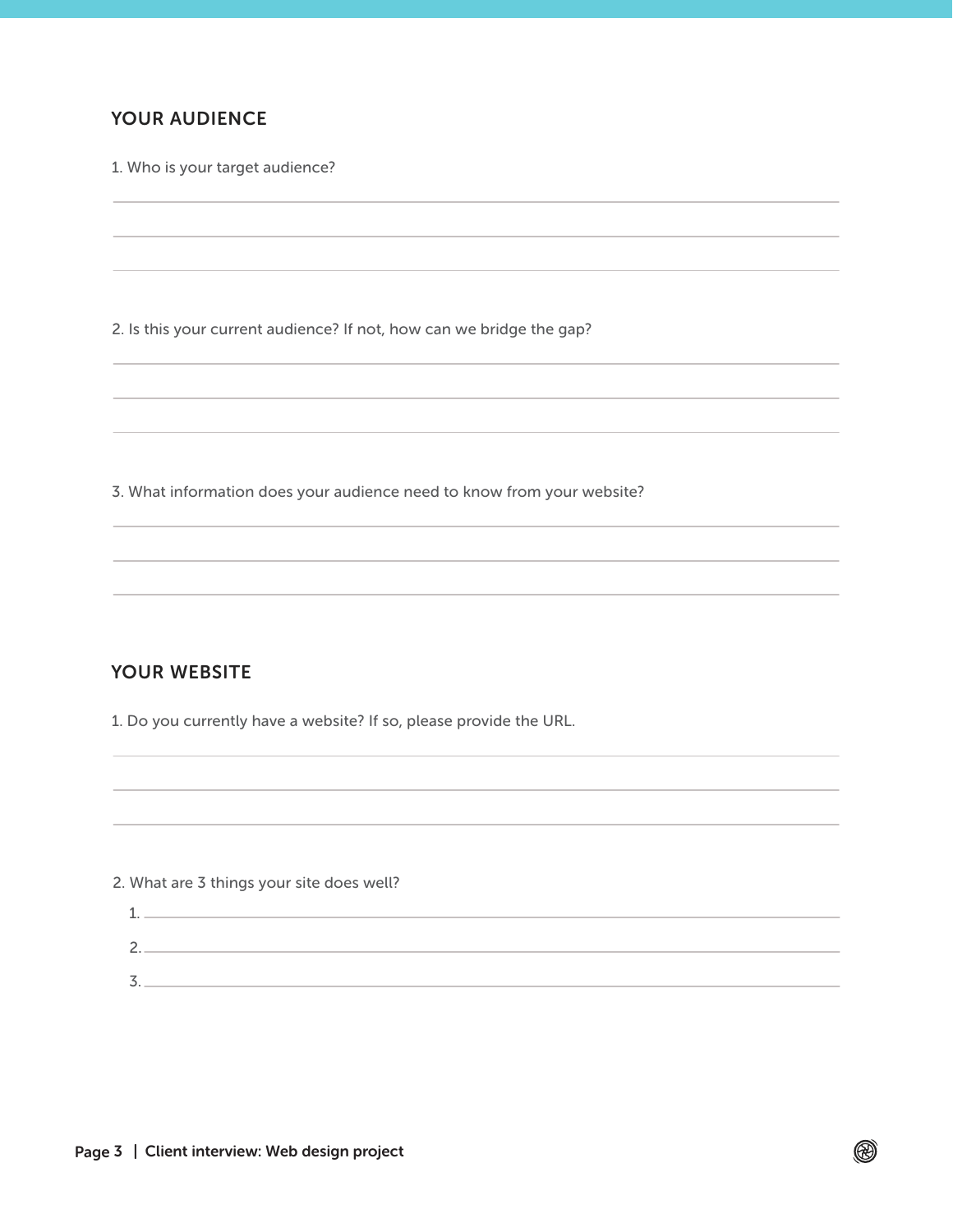## YOUR AUDIENCE

1. Who is your target audience?

2. Is this your current audience? If not, how can we bridge the gap?

3. What information does your audience need to know from your website?

## YOUR WEBSITE

1. Do you currently have a website? If so, please provide the URL.

2. What are 3 things your site does well?

   1. 
   2. 
   3.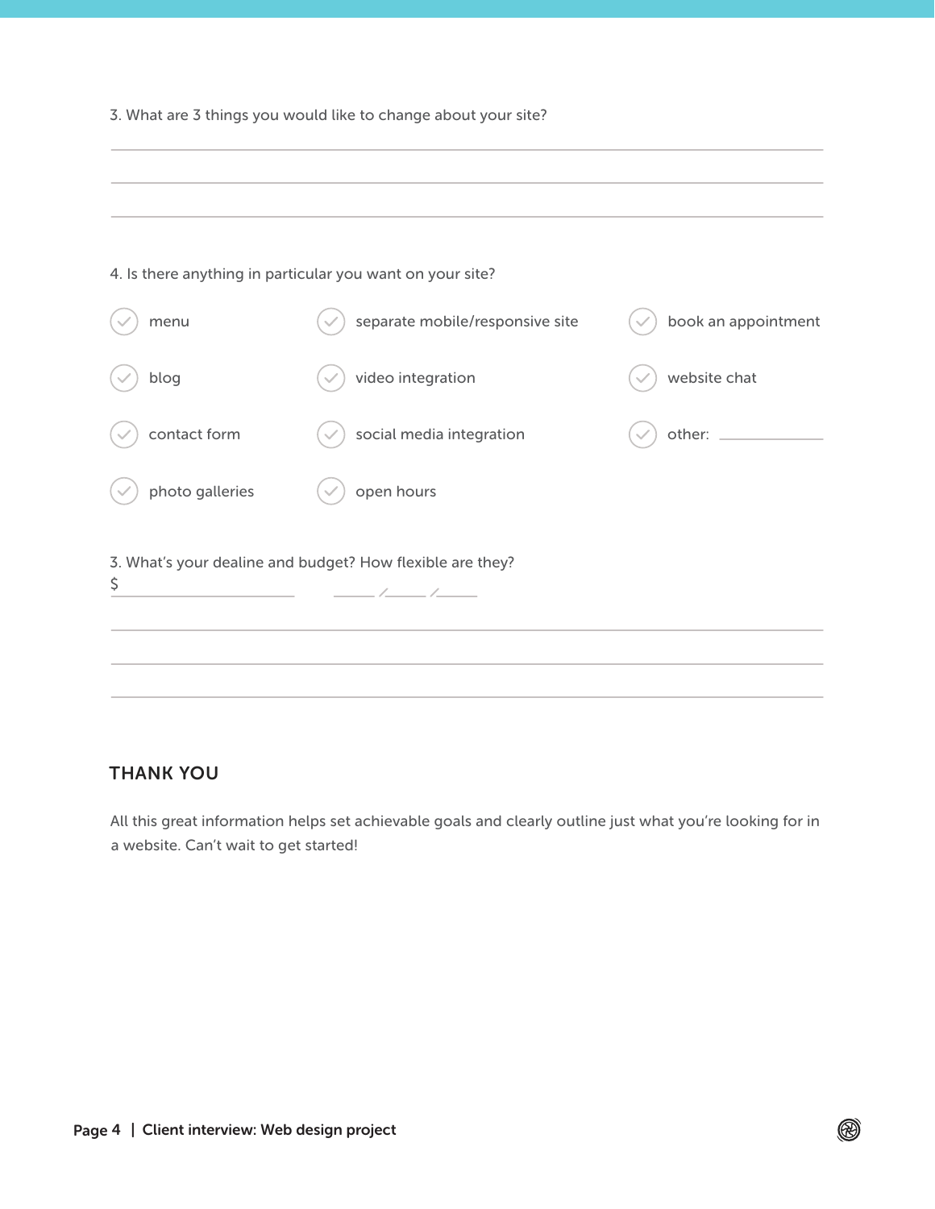3. What are 3 things you would like to change about your site?

_______________________________________________

_______________________________________________

_______________________________________________

4. Is there anything in particular you want on your site?

- menu
- separate mobile/responsive site
- book an appointment
- blog
- video integration
- website chat
- contact form
- social media integration
- other: ____________
- photo galleries
- open hours

3. What's your dealine and budget? How flexible are they?

$ ____________ ____/____/____

_______________________________________________

_______________________________________________

_______________________________________________

## THANK YOU

All this great information helps set achievable goals and clearly outline just what you're looking for in a website. Can't wait to get started!